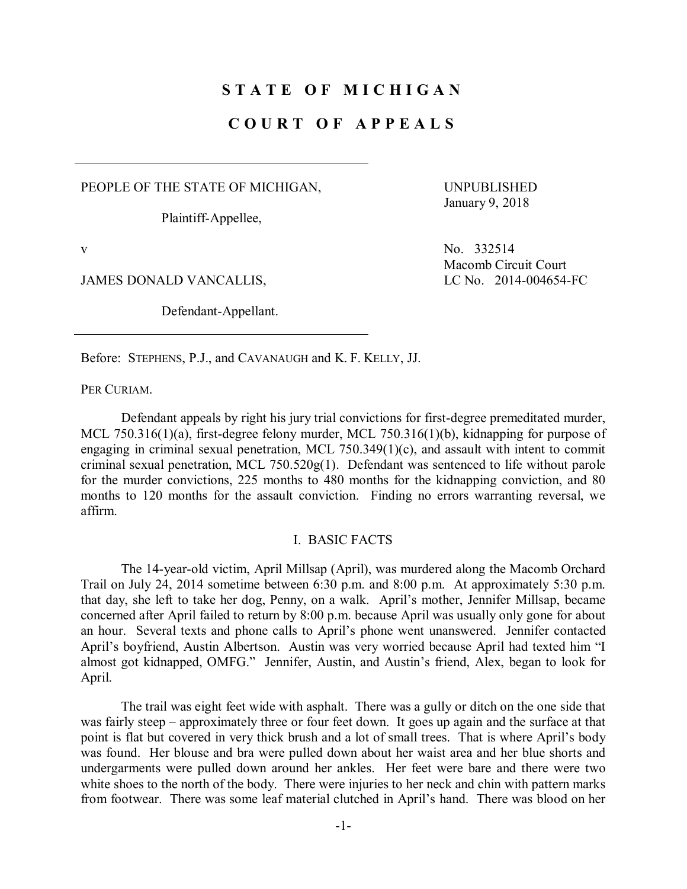# STATE OF MICHIGAN

# COURT OF APPEALS

PEOPLE OF THE STATE OF MICHIGAN,

Plaintiff-Appellee,

v

JAMES DONALD VANCALLIS,

Defendant-Appellant.

UNPUBLISHED
January 9, 2018

No. 332514
Macomb Circuit Court
LC No. 2014-004654-FC

Before: STEPHENS, P.J., and CAVANAUGH and K. F. KELLY, JJ.

PER CURIAM.

Defendant appeals by right his jury trial convictions for first-degree premeditated murder, MCL 750.316(1)(a), first-degree felony murder, MCL 750.316(1)(b), kidnapping for purpose of engaging in criminal sexual penetration, MCL 750.349(1)(c), and assault with intent to commit criminal sexual penetration, MCL 750.520g(1). Defendant was sentenced to life without parole for the murder convictions, 225 months to 480 months for the kidnapping conviction, and 80 months to 120 months for the assault conviction. Finding no errors warranting reversal, we affirm.

## I. BASIC FACTS

The 14-year-old victim, April Millsap (April), was murdered along the Macomb Orchard Trail on July 24, 2014 sometime between 6:30 p.m. and 8:00 p.m. At approximately 5:30 p.m. that day, she left to take her dog, Penny, on a walk. April's mother, Jennifer Millsap, became concerned after April failed to return by 8:00 p.m. because April was usually only gone for about an hour. Several texts and phone calls to April's phone went unanswered. Jennifer contacted April's boyfriend, Austin Albertson. Austin was very worried because April had texted him "I almost got kidnapped, OMFG." Jennifer, Austin, and Austin's friend, Alex, began to look for April.

The trail was eight feet wide with asphalt. There was a gully or ditch on the one side that was fairly steep – approximately three or four feet down. It goes up again and the surface at that point is flat but covered in very thick brush and a lot of small trees. That is where April's body was found. Her blouse and bra were pulled down about her waist area and her blue shorts and undergarments were pulled down around her ankles. Her feet were bare and there were two white shoes to the north of the body. There were injuries to her neck and chin with pattern marks from footwear. There was some leaf material clutched in April's hand. There was blood on her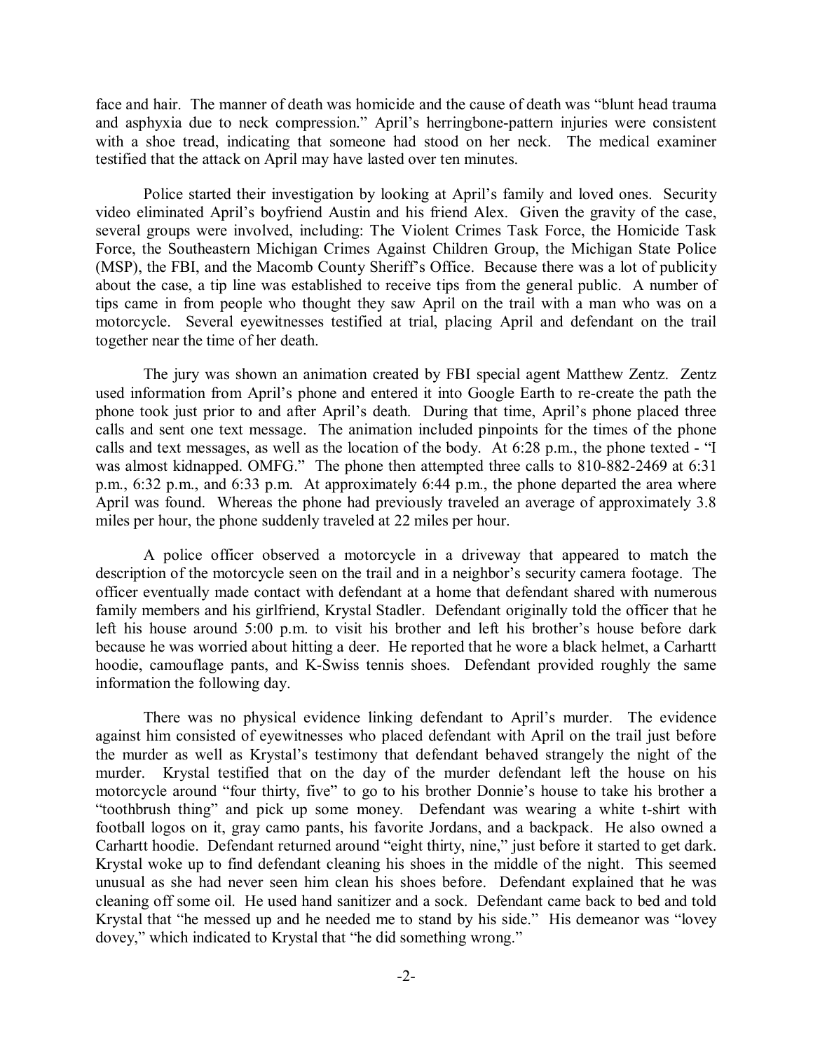face and hair. The manner of death was homicide and the cause of death was "blunt head trauma and asphyxia due to neck compression." April's herringbone-pattern injuries were consistent with a shoe tread, indicating that someone had stood on her neck. The medical examiner testified that the attack on April may have lasted over ten minutes.

Police started their investigation by looking at April's family and loved ones. Security video eliminated April's boyfriend Austin and his friend Alex. Given the gravity of the case, several groups were involved, including: The Violent Crimes Task Force, the Homicide Task Force, the Southeastern Michigan Crimes Against Children Group, the Michigan State Police (MSP), the FBI, and the Macomb County Sheriff's Office. Because there was a lot of publicity about the case, a tip line was established to receive tips from the general public. A number of tips came in from people who thought they saw April on the trail with a man who was on a motorcycle. Several eyewitnesses testified at trial, placing April and defendant on the trail together near the time of her death.

The jury was shown an animation created by FBI special agent Matthew Zentz. Zentz used information from April's phone and entered it into Google Earth to re-create the path the phone took just prior to and after April's death. During that time, April's phone placed three calls and sent one text message. The animation included pinpoints for the times of the phone calls and text messages, as well as the location of the body. At 6:28 p.m., the phone texted - "I was almost kidnapped. OMFG." The phone then attempted three calls to 810-882-2469 at 6:31 p.m., 6:32 p.m., and 6:33 p.m. At approximately 6:44 p.m., the phone departed the area where April was found. Whereas the phone had previously traveled an average of approximately 3.8 miles per hour, the phone suddenly traveled at 22 miles per hour.

A police officer observed a motorcycle in a driveway that appeared to match the description of the motorcycle seen on the trail and in a neighbor's security camera footage. The officer eventually made contact with defendant at a home that defendant shared with numerous family members and his girlfriend, Krystal Stadler. Defendant originally told the officer that he left his house around 5:00 p.m. to visit his brother and left his brother's house before dark because he was worried about hitting a deer. He reported that he wore a black helmet, a Carhartt hoodie, camouflage pants, and K-Swiss tennis shoes. Defendant provided roughly the same information the following day.

There was no physical evidence linking defendant to April's murder. The evidence against him consisted of eyewitnesses who placed defendant with April on the trail just before the murder as well as Krystal's testimony that defendant behaved strangely the night of the murder. Krystal testified that on the day of the murder defendant left the house on his motorcycle around "four thirty, five" to go to his brother Donnie's house to take his brother a "toothbrush thing" and pick up some money. Defendant was wearing a white t-shirt with football logos on it, gray camo pants, his favorite Jordans, and a backpack. He also owned a Carhartt hoodie. Defendant returned around "eight thirty, nine," just before it started to get dark. Krystal woke up to find defendant cleaning his shoes in the middle of the night. This seemed unusual as she had never seen him clean his shoes before. Defendant explained that he was cleaning off some oil. He used hand sanitizer and a sock. Defendant came back to bed and told Krystal that "he messed up and he needed me to stand by his side." His demeanor was "lovey dovey," which indicated to Krystal that "he did something wrong."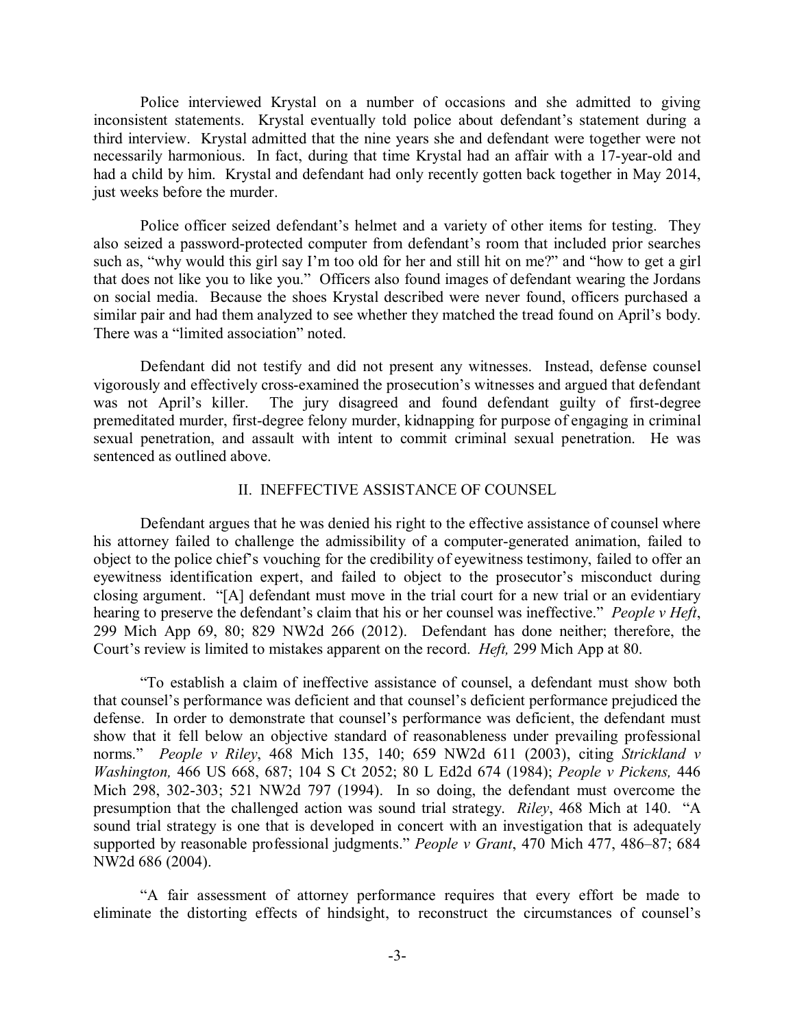Police interviewed Krystal on a number of occasions and she admitted to giving inconsistent statements. Krystal eventually told police about defendant's statement during a third interview. Krystal admitted that the nine years she and defendant were together were not necessarily harmonious. In fact, during that time Krystal had an affair with a 17-year-old and had a child by him. Krystal and defendant had only recently gotten back together in May 2014, just weeks before the murder.

Police officer seized defendant's helmet and a variety of other items for testing. They also seized a password-protected computer from defendant's room that included prior searches such as, "why would this girl say I'm too old for her and still hit on me?" and "how to get a girl that does not like you to like you." Officers also found images of defendant wearing the Jordans on social media. Because the shoes Krystal described were never found, officers purchased a similar pair and had them analyzed to see whether they matched the tread found on April's body. There was a "limited association" noted.

Defendant did not testify and did not present any witnesses. Instead, defense counsel vigorously and effectively cross-examined the prosecution's witnesses and argued that defendant was not April's killer. The jury disagreed and found defendant guilty of first-degree premeditated murder, first-degree felony murder, kidnapping for purpose of engaging in criminal sexual penetration, and assault with intent to commit criminal sexual penetration. He was sentenced as outlined above.

## II. INEFFECTIVE ASSISTANCE OF COUNSEL

Defendant argues that he was denied his right to the effective assistance of counsel where his attorney failed to challenge the admissibility of a computer-generated animation, failed to object to the police chief's vouching for the credibility of eyewitness testimony, failed to offer an eyewitness identification expert, and failed to object to the prosecutor's misconduct during closing argument. "[A] defendant must move in the trial court for a new trial or an evidentiary hearing to preserve the defendant's claim that his or her counsel was ineffective." *People v Heft*, 299 Mich App 69, 80; 829 NW2d 266 (2012). Defendant has done neither; therefore, the Court's review is limited to mistakes apparent on the record. *Heft,* 299 Mich App at 80.

"To establish a claim of ineffective assistance of counsel, a defendant must show both that counsel's performance was deficient and that counsel's deficient performance prejudiced the defense. In order to demonstrate that counsel's performance was deficient, the defendant must show that it fell below an objective standard of reasonableness under prevailing professional norms." *People v Riley*, 468 Mich 135, 140; 659 NW2d 611 (2003), citing *Strickland v Washington,* 466 US 668, 687; 104 S Ct 2052; 80 L Ed2d 674 (1984); *People v Pickens,* 446 Mich 298, 302-303; 521 NW2d 797 (1994). In so doing, the defendant must overcome the presumption that the challenged action was sound trial strategy. *Riley*, 468 Mich at 140. "A sound trial strategy is one that is developed in concert with an investigation that is adequately supported by reasonable professional judgments." *People v Grant*, 470 Mich 477, 486–87; 684 NW2d 686 (2004).

"A fair assessment of attorney performance requires that every effort be made to eliminate the distorting effects of hindsight, to reconstruct the circumstances of counsel's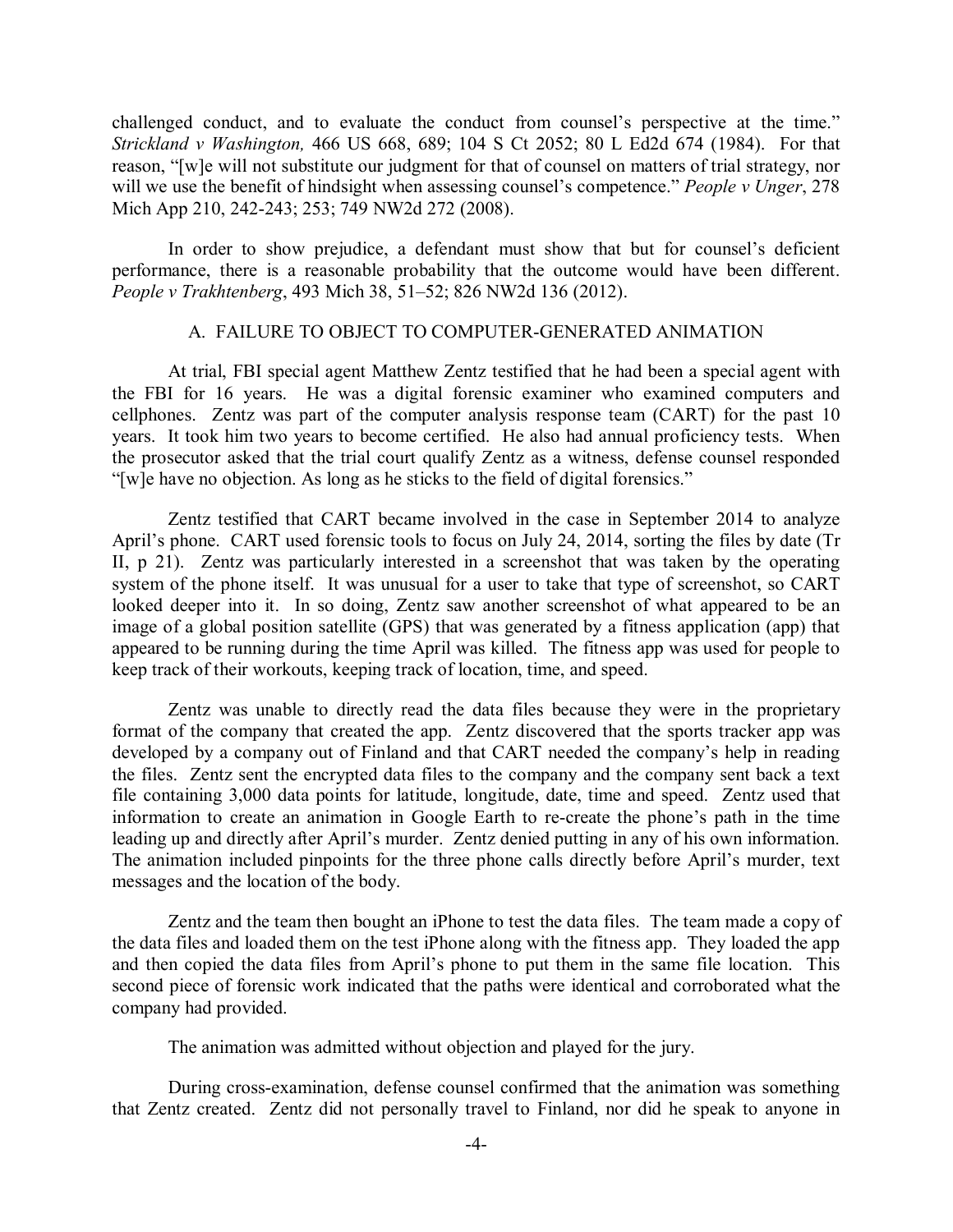challenged conduct, and to evaluate the conduct from counsel's perspective at the time." *Strickland v Washington,* 466 US 668, 689; 104 S Ct 2052; 80 L Ed2d 674 (1984). For that reason, "[w]e will not substitute our judgment for that of counsel on matters of trial strategy, nor will we use the benefit of hindsight when assessing counsel's competence." *People v Unger*, 278 Mich App 210, 242-243; 253; 749 NW2d 272 (2008).

In order to show prejudice, a defendant must show that but for counsel's deficient performance, there is a reasonable probability that the outcome would have been different. *People v Trakhtenberg*, 493 Mich 38, 51–52; 826 NW2d 136 (2012).

### A. FAILURE TO OBJECT TO COMPUTER-GENERATED ANIMATION

At trial, FBI special agent Matthew Zentz testified that he had been a special agent with the FBI for 16 years. He was a digital forensic examiner who examined computers and cellphones. Zentz was part of the computer analysis response team (CART) for the past 10 years. It took him two years to become certified. He also had annual proficiency tests. When the prosecutor asked that the trial court qualify Zentz as a witness, defense counsel responded "[w]e have no objection. As long as he sticks to the field of digital forensics."

Zentz testified that CART became involved in the case in September 2014 to analyze April's phone. CART used forensic tools to focus on July 24, 2014, sorting the files by date (Tr II, p 21). Zentz was particularly interested in a screenshot that was taken by the operating system of the phone itself. It was unusual for a user to take that type of screenshot, so CART looked deeper into it. In so doing, Zentz saw another screenshot of what appeared to be an image of a global position satellite (GPS) that was generated by a fitness application (app) that appeared to be running during the time April was killed. The fitness app was used for people to keep track of their workouts, keeping track of location, time, and speed.

Zentz was unable to directly read the data files because they were in the proprietary format of the company that created the app. Zentz discovered that the sports tracker app was developed by a company out of Finland and that CART needed the company's help in reading the files. Zentz sent the encrypted data files to the company and the company sent back a text file containing 3,000 data points for latitude, longitude, date, time and speed. Zentz used that information to create an animation in Google Earth to re-create the phone's path in the time leading up and directly after April's murder. Zentz denied putting in any of his own information. The animation included pinpoints for the three phone calls directly before April's murder, text messages and the location of the body.

Zentz and the team then bought an iPhone to test the data files. The team made a copy of the data files and loaded them on the test iPhone along with the fitness app. They loaded the app and then copied the data files from April's phone to put them in the same file location. This second piece of forensic work indicated that the paths were identical and corroborated what the company had provided.

The animation was admitted without objection and played for the jury.

During cross-examination, defense counsel confirmed that the animation was something that Zentz created. Zentz did not personally travel to Finland, nor did he speak to anyone in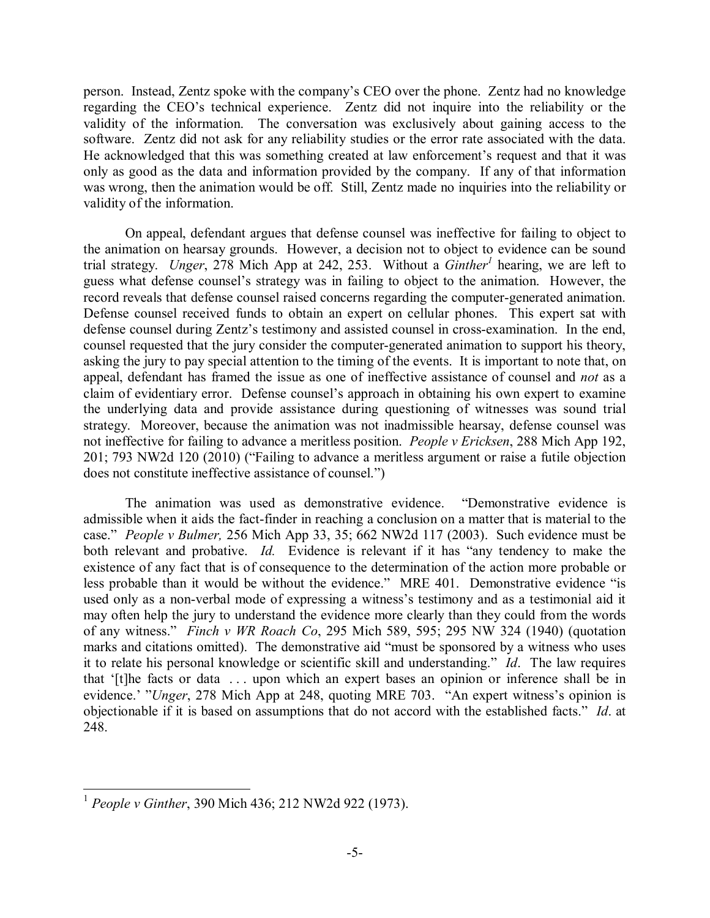person. Instead, Zentz spoke with the company's CEO over the phone. Zentz had no knowledge regarding the CEO's technical experience. Zentz did not inquire into the reliability or the validity of the information. The conversation was exclusively about gaining access to the software. Zentz did not ask for any reliability studies or the error rate associated with the data. He acknowledged that this was something created at law enforcement's request and that it was only as good as the data and information provided by the company. If any of that information was wrong, then the animation would be off. Still, Zentz made no inquiries into the reliability or validity of the information.

On appeal, defendant argues that defense counsel was ineffective for failing to object to the animation on hearsay grounds. However, a decision not to object to evidence can be sound trial strategy. *Unger*, 278 Mich App at 242, 253. Without a *Ginther*[1] hearing, we are left to guess what defense counsel's strategy was in failing to object to the animation. However, the record reveals that defense counsel raised concerns regarding the computer-generated animation. Defense counsel received funds to obtain an expert on cellular phones. This expert sat with defense counsel during Zentz's testimony and assisted counsel in cross-examination. In the end, counsel requested that the jury consider the computer-generated animation to support his theory, asking the jury to pay special attention to the timing of the events. It is important to note that, on appeal, defendant has framed the issue as one of ineffective assistance of counsel and *not* as a claim of evidentiary error. Defense counsel's approach in obtaining his own expert to examine the underlying data and provide assistance during questioning of witnesses was sound trial strategy. Moreover, because the animation was not inadmissible hearsay, defense counsel was not ineffective for failing to advance a meritless position. *People v Ericksen*, 288 Mich App 192, 201; 793 NW2d 120 (2010) ("Failing to advance a meritless argument or raise a futile objection does not constitute ineffective assistance of counsel.")

The animation was used as demonstrative evidence. "Demonstrative evidence is admissible when it aids the fact-finder in reaching a conclusion on a matter that is material to the case." *People v Bulmer,* 256 Mich App 33, 35; 662 NW2d 117 (2003). Such evidence must be both relevant and probative. *Id.* Evidence is relevant if it has "any tendency to make the existence of any fact that is of consequence to the determination of the action more probable or less probable than it would be without the evidence." MRE 401. Demonstrative evidence "is used only as a non-verbal mode of expressing a witness's testimony and as a testimonial aid it may often help the jury to understand the evidence more clearly than they could from the words of any witness." *Finch v WR Roach Co*, 295 Mich 589, 595; 295 NW 324 (1940) (quotation marks and citations omitted). The demonstrative aid "must be sponsored by a witness who uses it to relate his personal knowledge or scientific skill and understanding." *Id*. The law requires that '[t]he facts or data . . . upon which an expert bases an opinion or inference shall be in evidence.' "*Unger*, 278 Mich App at 248, quoting MRE 703. "An expert witness's opinion is objectionable if it is based on assumptions that do not accord with the established facts." *Id*. at 248.

---

[1] *People v Ginther*, 390 Mich 436; 212 NW2d 922 (1973).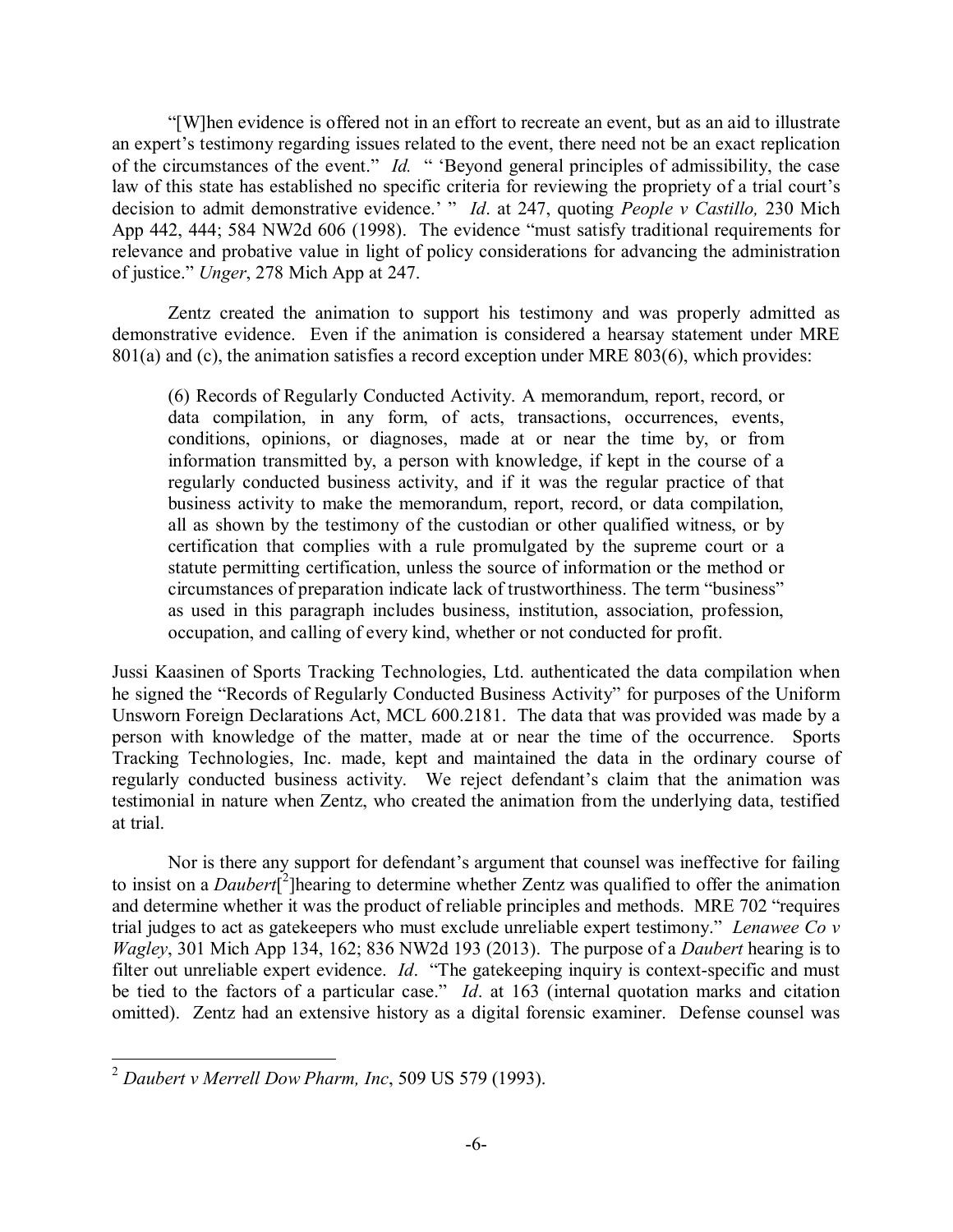"[W]hen evidence is offered not in an effort to recreate an event, but as an aid to illustrate an expert's testimony regarding issues related to the event, there need not be an exact replication of the circumstances of the event." *Id.* " 'Beyond general principles of admissibility, the case law of this state has established no specific criteria for reviewing the propriety of a trial court's decision to admit demonstrative evidence.' " *Id*. at 247, quoting *People v Castillo,* 230 Mich App 442, 444; 584 NW2d 606 (1998). The evidence "must satisfy traditional requirements for relevance and probative value in light of policy considerations for advancing the administration of justice." *Unger*, 278 Mich App at 247.

Zentz created the animation to support his testimony and was properly admitted as demonstrative evidence. Even if the animation is considered a hearsay statement under MRE 801(a) and (c), the animation satisfies a record exception under MRE 803(6), which provides:

> (6) Records of Regularly Conducted Activity. A memorandum, report, record, or data compilation, in any form, of acts, transactions, occurrences, events, conditions, opinions, or diagnoses, made at or near the time by, or from information transmitted by, a person with knowledge, if kept in the course of a regularly conducted business activity, and if it was the regular practice of that business activity to make the memorandum, report, record, or data compilation, all as shown by the testimony of the custodian or other qualified witness, or by certification that complies with a rule promulgated by the supreme court or a statute permitting certification, unless the source of information or the method or circumstances of preparation indicate lack of trustworthiness. The term "business" as used in this paragraph includes business, institution, association, profession, occupation, and calling of every kind, whether or not conducted for profit.

Jussi Kaasinen of Sports Tracking Technologies, Ltd. authenticated the data compilation when he signed the "Records of Regularly Conducted Business Activity" for purposes of the Uniform Unsworn Foreign Declarations Act, MCL 600.2181. The data that was provided was made by a person with knowledge of the matter, made at or near the time of the occurrence. Sports Tracking Technologies, Inc. made, kept and maintained the data in the ordinary course of regularly conducted business activity. We reject defendant's claim that the animation was testimonial in nature when Zentz, who created the animation from the underlying data, testified at trial.

Nor is there any support for defendant's argument that counsel was ineffective for failing to insist on a *Daubert*[2]hearing to determine whether Zentz was qualified to offer the animation and determine whether it was the product of reliable principles and methods. MRE 702 "requires trial judges to act as gatekeepers who must exclude unreliable expert testimony." *Lenawee Co v Wagley*, 301 Mich App 134, 162; 836 NW2d 193 (2013). The purpose of a *Daubert* hearing is to filter out unreliable expert evidence. *Id*. "The gatekeeping inquiry is context-specific and must be tied to the factors of a particular case." *Id*. at 163 (internal quotation marks and citation omitted). Zentz had an extensive history as a digital forensic examiner. Defense counsel was

---

[2] *Daubert v Merrell Dow Pharm, Inc*, 509 US 579 (1993).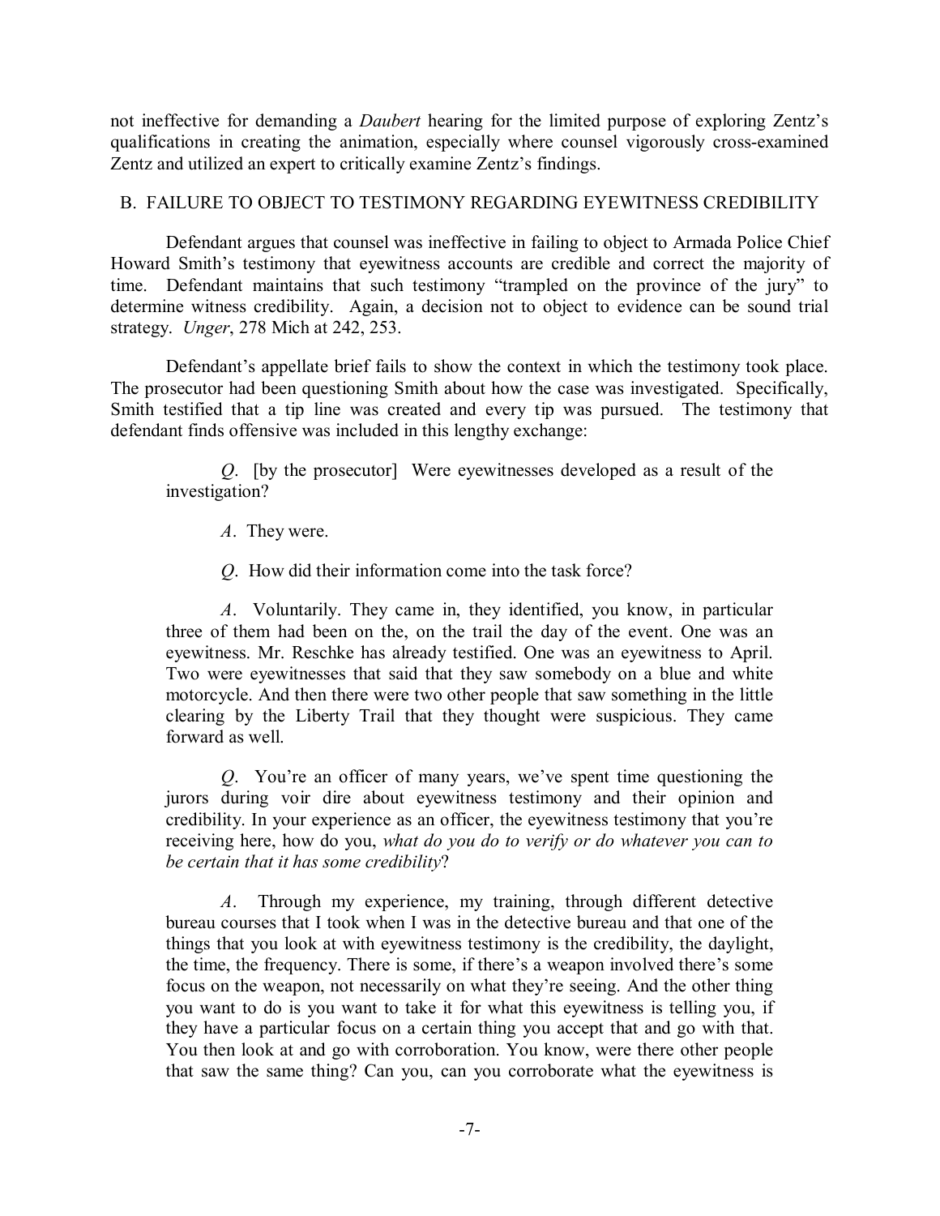not ineffective for demanding a *Daubert* hearing for the limited purpose of exploring Zentz's qualifications in creating the animation, especially where counsel vigorously cross-examined Zentz and utilized an expert to critically examine Zentz's findings.

## B. FAILURE TO OBJECT TO TESTIMONY REGARDING EYEWITNESS CREDIBILITY

Defendant argues that counsel was ineffective in failing to object to Armada Police Chief Howard Smith's testimony that eyewitness accounts are credible and correct the majority of time. Defendant maintains that such testimony "trampled on the province of the jury" to determine witness credibility. Again, a decision not to object to evidence can be sound trial strategy. *Unger*, 278 Mich at 242, 253.

Defendant's appellate brief fails to show the context in which the testimony took place. The prosecutor had been questioning Smith about how the case was investigated. Specifically, Smith testified that a tip line was created and every tip was pursued. The testimony that defendant finds offensive was included in this lengthy exchange:

> *Q*. [by the prosecutor] Were eyewitnesses developed as a result of the investigation?
>
> *A*. They were.
>
> *Q*. How did their information come into the task force?
>
> *A*. Voluntarily. They came in, they identified, you know, in particular three of them had been on the, on the trail the day of the event. One was an eyewitness. Mr. Reschke has already testified. One was an eyewitness to April. Two were eyewitnesses that said that they saw somebody on a blue and white motorcycle. And then there were two other people that saw something in the little clearing by the Liberty Trail that they thought were suspicious. They came forward as well.
>
> *Q*. You're an officer of many years, we've spent time questioning the jurors during voir dire about eyewitness testimony and their opinion and credibility. In your experience as an officer, the eyewitness testimony that you're receiving here, how do you, *what do you do to verify or do whatever you can to be certain that it has some credibility*?
>
> *A*. Through my experience, my training, through different detective bureau courses that I took when I was in the detective bureau and that one of the things that you look at with eyewitness testimony is the credibility, the daylight, the time, the frequency. There is some, if there's a weapon involved there's some focus on the weapon, not necessarily on what they're seeing. And the other thing you want to do is you want to take it for what this eyewitness is telling you, if they have a particular focus on a certain thing you accept that and go with that. You then look at and go with corroboration. You know, were there other people that saw the same thing? Can you, can you corroborate what the eyewitness is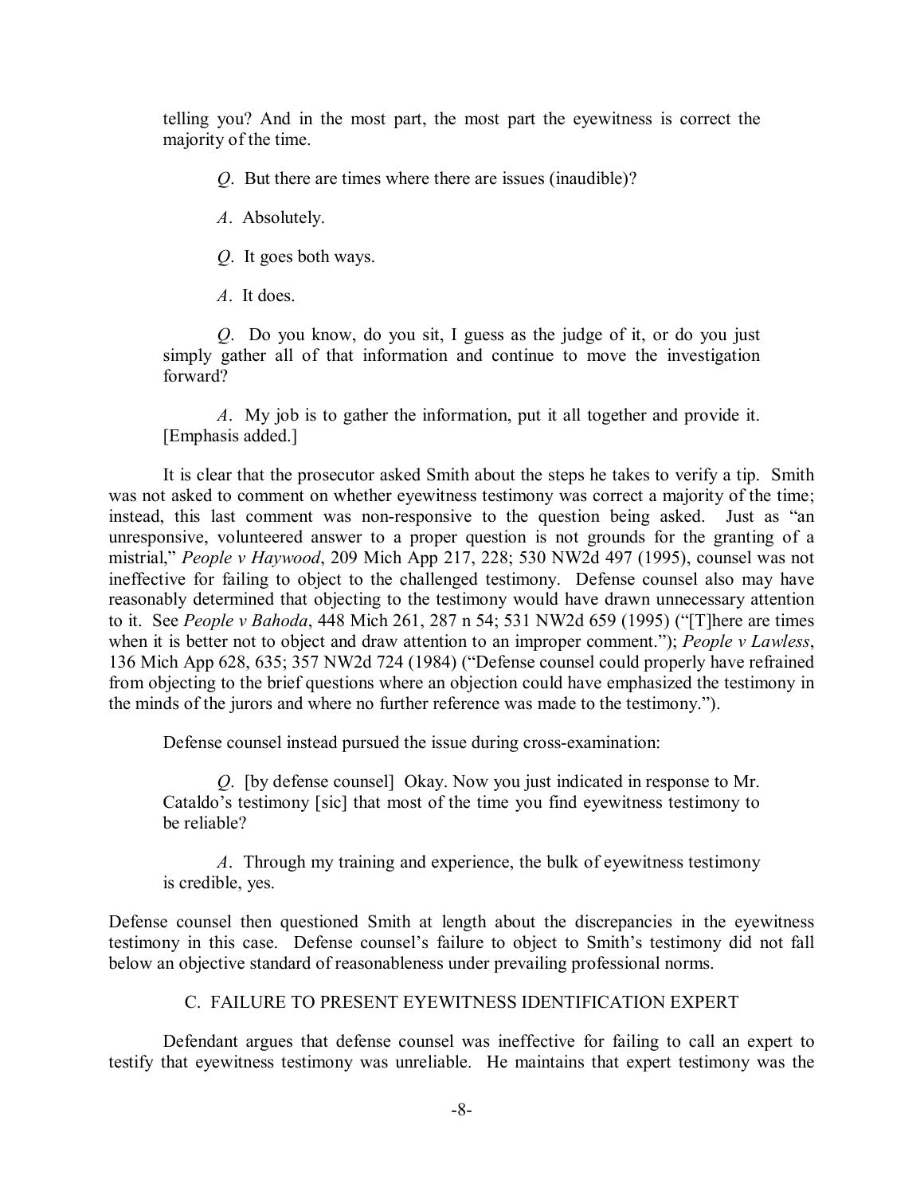telling you? And in the most part, the most part the eyewitness is correct the majority of the time.

> *Q*. But there are times where there are issues (inaudible)?
>
> *A*. Absolutely.
>
> *Q*. It goes both ways.
>
> *A*. It does.
>
> *Q*. Do you know, do you sit, I guess as the judge of it, or do you just simply gather all of that information and continue to move the investigation forward?
>
> *A*. My job is to gather the information, put it all together and provide it. [Emphasis added.]

It is clear that the prosecutor asked Smith about the steps he takes to verify a tip. Smith was not asked to comment on whether eyewitness testimony was correct a majority of the time; instead, this last comment was non-responsive to the question being asked. Just as "an unresponsive, volunteered answer to a proper question is not grounds for the granting of a mistrial," *People v Haywood*, 209 Mich App 217, 228; 530 NW2d 497 (1995), counsel was not ineffective for failing to object to the challenged testimony. Defense counsel also may have reasonably determined that objecting to the testimony would have drawn unnecessary attention to it. See *People v Bahoda*, 448 Mich 261, 287 n 54; 531 NW2d 659 (1995) ("[T]here are times when it is better not to object and draw attention to an improper comment."); *People v Lawless*, 136 Mich App 628, 635; 357 NW2d 724 (1984) ("Defense counsel could properly have refrained from objecting to the brief questions where an objection could have emphasized the testimony in the minds of the jurors and where no further reference was made to the testimony.").

Defense counsel instead pursued the issue during cross-examination:

> *Q*. [by defense counsel] Okay. Now you just indicated in response to Mr. Cataldo's testimony [sic] that most of the time you find eyewitness testimony to be reliable?
>
> *A*. Through my training and experience, the bulk of eyewitness testimony is credible, yes.

Defense counsel then questioned Smith at length about the discrepancies in the eyewitness testimony in this case. Defense counsel's failure to object to Smith's testimony did not fall below an objective standard of reasonableness under prevailing professional norms.

### C. FAILURE TO PRESENT EYEWITNESS IDENTIFICATION EXPERT

Defendant argues that defense counsel was ineffective for failing to call an expert to testify that eyewitness testimony was unreliable. He maintains that expert testimony was the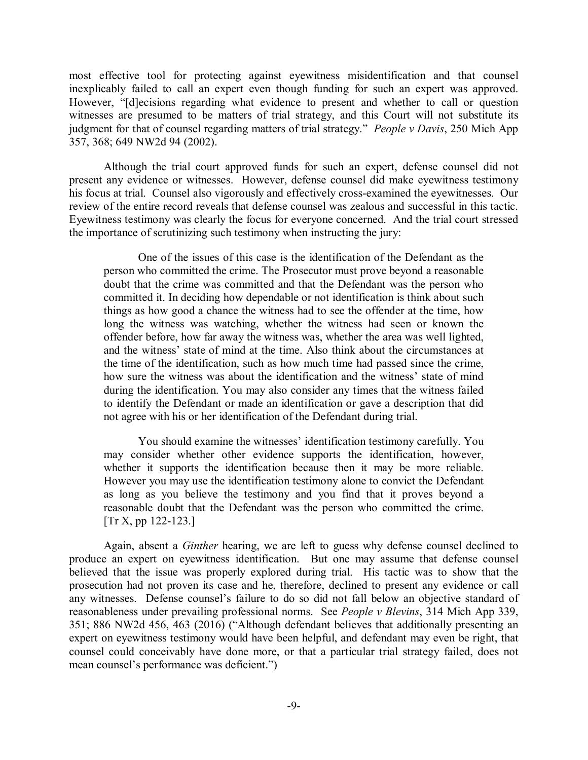most effective tool for protecting against eyewitness misidentification and that counsel inexplicably failed to call an expert even though funding for such an expert was approved. However, "[d]ecisions regarding what evidence to present and whether to call or question witnesses are presumed to be matters of trial strategy, and this Court will not substitute its judgment for that of counsel regarding matters of trial strategy." *People v Davis*, 250 Mich App 357, 368; 649 NW2d 94 (2002).

Although the trial court approved funds for such an expert, defense counsel did not present any evidence or witnesses. However, defense counsel did make eyewitness testimony his focus at trial. Counsel also vigorously and effectively cross-examined the eyewitnesses. Our review of the entire record reveals that defense counsel was zealous and successful in this tactic. Eyewitness testimony was clearly the focus for everyone concerned. And the trial court stressed the importance of scrutinizing such testimony when instructing the jury:

> One of the issues of this case is the identification of the Defendant as the person who committed the crime. The Prosecutor must prove beyond a reasonable doubt that the crime was committed and that the Defendant was the person who committed it. In deciding how dependable or not identification is think about such things as how good a chance the witness had to see the offender at the time, how long the witness was watching, whether the witness had seen or known the offender before, how far away the witness was, whether the area was well lighted, and the witness' state of mind at the time. Also think about the circumstances at the time of the identification, such as how much time had passed since the crime, how sure the witness was about the identification and the witness' state of mind during the identification. You may also consider any times that the witness failed to identify the Defendant or made an identification or gave a description that did not agree with his or her identification of the Defendant during trial.
>
> You should examine the witnesses' identification testimony carefully. You may consider whether other evidence supports the identification, however, whether it supports the identification because then it may be more reliable. However you may use the identification testimony alone to convict the Defendant as long as you believe the testimony and you find that it proves beyond a reasonable doubt that the Defendant was the person who committed the crime. [Tr X, pp 122-123.]

Again, absent a *Ginther* hearing, we are left to guess why defense counsel declined to produce an expert on eyewitness identification. But one may assume that defense counsel believed that the issue was properly explored during trial. His tactic was to show that the prosecution had not proven its case and he, therefore, declined to present any evidence or call any witnesses. Defense counsel's failure to do so did not fall below an objective standard of reasonableness under prevailing professional norms. See *People v Blevins*, 314 Mich App 339, 351; 886 NW2d 456, 463 (2016) ("Although defendant believes that additionally presenting an expert on eyewitness testimony would have been helpful, and defendant may even be right, that counsel could conceivably have done more, or that a particular trial strategy failed, does not mean counsel's performance was deficient.")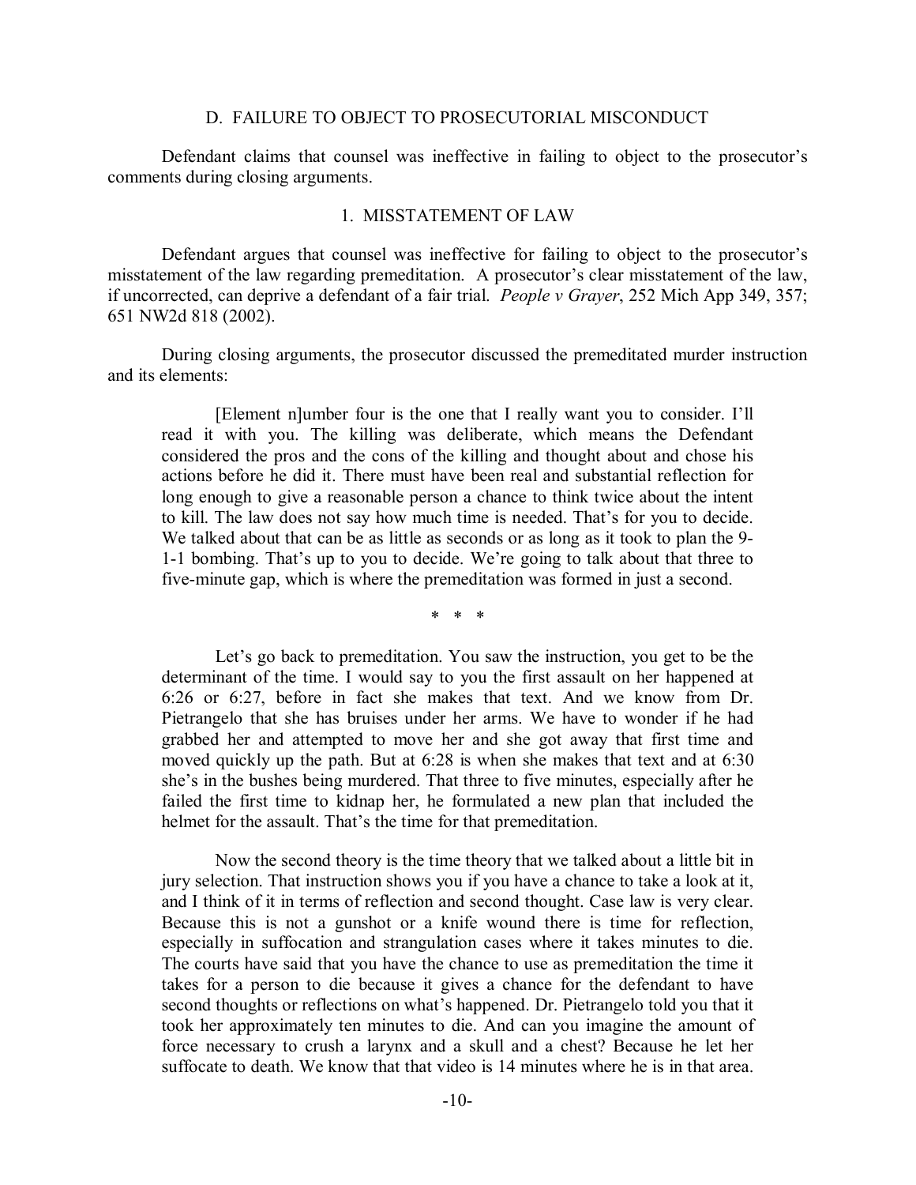### D. FAILURE TO OBJECT TO PROSECUTORIAL MISCONDUCT

Defendant claims that counsel was ineffective in failing to object to the prosecutor's comments during closing arguments.

#### 1. MISSTATEMENT OF LAW

Defendant argues that counsel was ineffective for failing to object to the prosecutor's misstatement of the law regarding premeditation. A prosecutor's clear misstatement of the law, if uncorrected, can deprive a defendant of a fair trial. *People v Grayer*, 252 Mich App 349, 357; 651 NW2d 818 (2002).

During closing arguments, the prosecutor discussed the premeditated murder instruction and its elements:

> [Element n]umber four is the one that I really want you to consider. I'll read it with you. The killing was deliberate, which means the Defendant considered the pros and the cons of the killing and thought about and chose his actions before he did it. There must have been real and substantial reflection for long enough to give a reasonable person a chance to think twice about the intent to kill. The law does not say how much time is needed. That's for you to decide. We talked about that can be as little as seconds or as long as it took to plan the 9-1-1 bombing. That's up to you to decide. We're going to talk about that three to five-minute gap, which is where the premeditation was formed in just a second.
>
> \* \* \*
>
> Let's go back to premeditation. You saw the instruction, you get to be the determinant of the time. I would say to you the first assault on her happened at 6:26 or 6:27, before in fact she makes that text. And we know from Dr. Pietrangelo that she has bruises under her arms. We have to wonder if he had grabbed her and attempted to move her and she got away that first time and moved quickly up the path. But at 6:28 is when she makes that text and at 6:30 she's in the bushes being murdered. That three to five minutes, especially after he failed the first time to kidnap her, he formulated a new plan that included the helmet for the assault. That's the time for that premeditation.
>
> Now the second theory is the time theory that we talked about a little bit in jury selection. That instruction shows you if you have a chance to take a look at it, and I think of it in terms of reflection and second thought. Case law is very clear. Because this is not a gunshot or a knife wound there is time for reflection, especially in suffocation and strangulation cases where it takes minutes to die. The courts have said that you have the chance to use as premeditation the time it takes for a person to die because it gives a chance for the defendant to have second thoughts or reflections on what's happened. Dr. Pietrangelo told you that it took her approximately ten minutes to die. And can you imagine the amount of force necessary to crush a larynx and a skull and a chest? Because he let her suffocate to death. We know that that video is 14 minutes where he is in that area.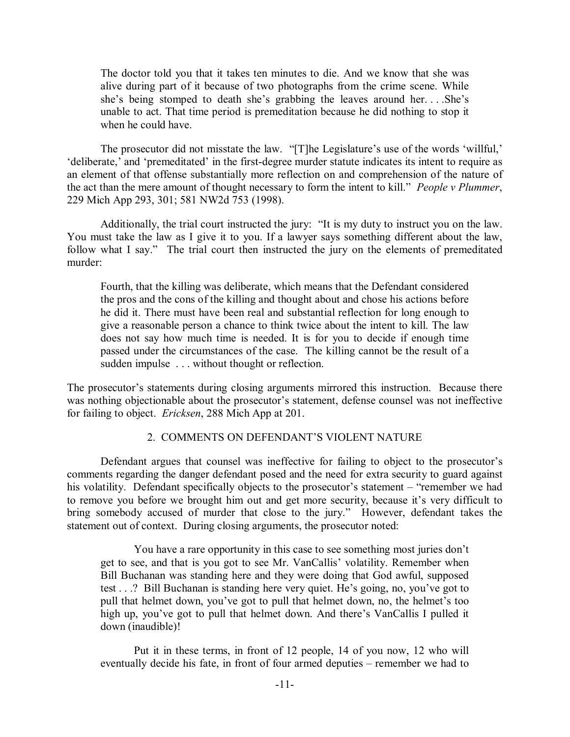> The doctor told you that it takes ten minutes to die. And we know that she was alive during part of it because of two photographs from the crime scene. While she's being stomped to death she's grabbing the leaves around her. . . .She's unable to act. That time period is premeditation because he did nothing to stop it when he could have.

The prosecutor did not misstate the law. "[T]he Legislature's use of the words 'willful,' 'deliberate,' and 'premeditated' in the first-degree murder statute indicates its intent to require as an element of that offense substantially more reflection on and comprehension of the nature of the act than the mere amount of thought necessary to form the intent to kill." *People v Plummer*, 229 Mich App 293, 301; 581 NW2d 753 (1998).

Additionally, the trial court instructed the jury: "It is my duty to instruct you on the law. You must take the law as I give it to you. If a lawyer says something different about the law, follow what I say." The trial court then instructed the jury on the elements of premeditated murder:

> Fourth, that the killing was deliberate, which means that the Defendant considered the pros and the cons of the killing and thought about and chose his actions before he did it. There must have been real and substantial reflection for long enough to give a reasonable person a chance to think twice about the intent to kill. The law does not say how much time is needed. It is for you to decide if enough time passed under the circumstances of the case. The killing cannot be the result of a sudden impulse . . . without thought or reflection.

The prosecutor's statements during closing arguments mirrored this instruction. Because there was nothing objectionable about the prosecutor's statement, defense counsel was not ineffective for failing to object. *Ericksen*, 288 Mich App at 201.

2. COMMENTS ON DEFENDANT'S VIOLENT NATURE

Defendant argues that counsel was ineffective for failing to object to the prosecutor's comments regarding the danger defendant posed and the need for extra security to guard against his volatility. Defendant specifically objects to the prosecutor's statement – "remember we had to remove you before we brought him out and get more security, because it's very difficult to bring somebody accused of murder that close to the jury." However, defendant takes the statement out of context. During closing arguments, the prosecutor noted:

> You have a rare opportunity in this case to see something most juries don't get to see, and that is you got to see Mr. VanCallis' volatility. Remember when Bill Buchanan was standing here and they were doing that God awful, supposed test . . .? Bill Buchanan is standing here very quiet. He's going, no, you've got to pull that helmet down, you've got to pull that helmet down, no, the helmet's too high up, you've got to pull that helmet down. And there's VanCallis I pulled it down (inaudible)!
>
> Put it in these terms, in front of 12 people, 14 of you now, 12 who will eventually decide his fate, in front of four armed deputies – remember we had to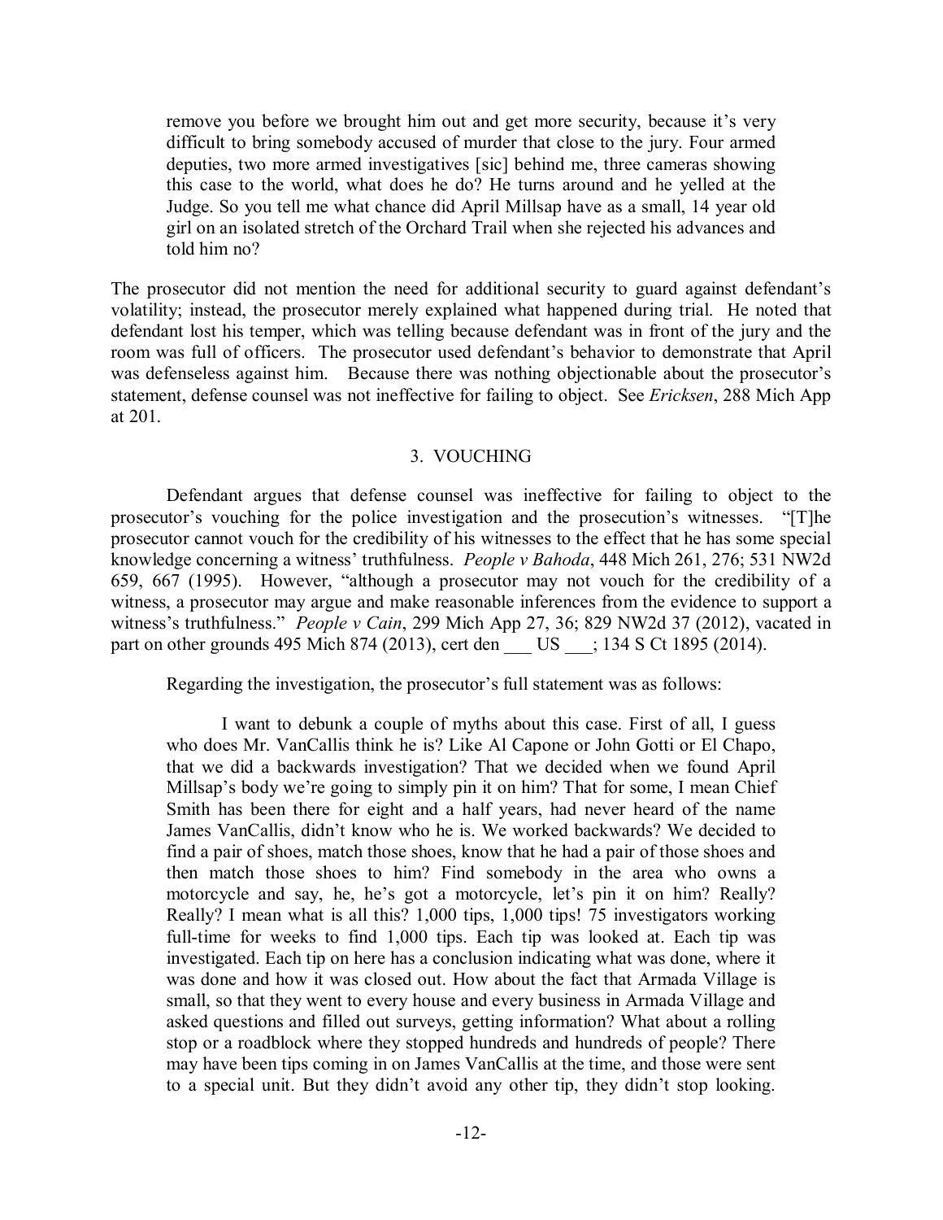> remove you before we brought him out and get more security, because it's very difficult to bring somebody accused of murder that close to the jury. Four armed deputies, two more armed investigatives [sic] behind me, three cameras showing this case to the world, what does he do? He turns around and he yelled at the Judge. So you tell me what chance did April Millsap have as a small, 14 year old girl on an isolated stretch of the Orchard Trail when she rejected his advances and told him no?

The prosecutor did not mention the need for additional security to guard against defendant's volatility; instead, the prosecutor merely explained what happened during trial. He noted that defendant lost his temper, which was telling because defendant was in front of the jury and the room was full of officers. The prosecutor used defendant's behavior to demonstrate that April was defenseless against him. Because there was nothing objectionable about the prosecutor's statement, defense counsel was not ineffective for failing to object. See *Ericksen*, 288 Mich App at 201.

### 3. VOUCHING

Defendant argues that defense counsel was ineffective for failing to object to the prosecutor's vouching for the police investigation and the prosecution's witnesses. "[T]he prosecutor cannot vouch for the credibility of his witnesses to the effect that he has some special knowledge concerning a witness' truthfulness. *People v Bahoda*, 448 Mich 261, 276; 531 NW2d 659, 667 (1995). However, "although a prosecutor may not vouch for the credibility of a witness, a prosecutor may argue and make reasonable inferences from the evidence to support a witness's truthfulness." *People v Cain*, 299 Mich App 27, 36; 829 NW2d 37 (2012), vacated in part on other grounds 495 Mich 874 (2013), cert den \_\_\_ US \_\_\_; 134 S Ct 1895 (2014).

Regarding the investigation, the prosecutor's full statement was as follows:

> I want to debunk a couple of myths about this case. First of all, I guess who does Mr. VanCallis think he is? Like Al Capone or John Gotti or El Chapo, that we did a backwards investigation? That we decided when we found April Millsap's body we're going to simply pin it on him? That for some, I mean Chief Smith has been there for eight and a half years, had never heard of the name James VanCallis, didn't know who he is. We worked backwards? We decided to find a pair of shoes, match those shoes, know that he had a pair of those shoes and then match those shoes to him? Find somebody in the area who owns a motorcycle and say, he, he's got a motorcycle, let's pin it on him? Really? Really? I mean what is all this? 1,000 tips, 1,000 tips! 75 investigators working full-time for weeks to find 1,000 tips. Each tip was looked at. Each tip was investigated. Each tip on here has a conclusion indicating what was done, where it was done and how it was closed out. How about the fact that Armada Village is small, so that they went to every house and every business in Armada Village and asked questions and filled out surveys, getting information? What about a rolling stop or a roadblock where they stopped hundreds and hundreds of people? There may have been tips coming in on James VanCallis at the time, and those were sent to a special unit. But they didn't avoid any other tip, they didn't stop looking.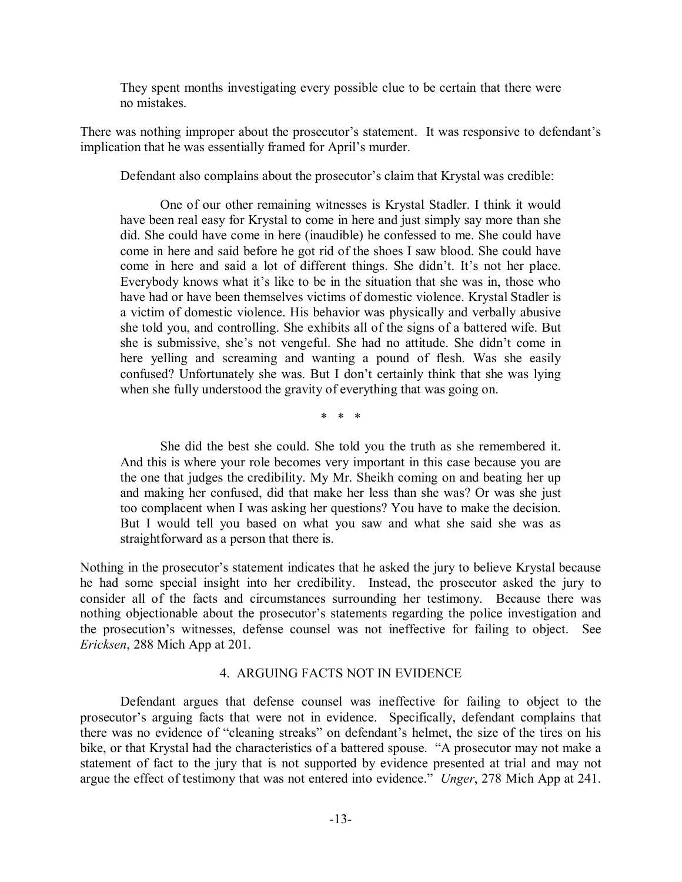> They spent months investigating every possible clue to be certain that there were no mistakes.

There was nothing improper about the prosecutor's statement. It was responsive to defendant's implication that he was essentially framed for April's murder.

Defendant also complains about the prosecutor's claim that Krystal was credible:

> One of our other remaining witnesses is Krystal Stadler. I think it would have been real easy for Krystal to come in here and just simply say more than she did. She could have come in here (inaudible) he confessed to me. She could have come in here and said before he got rid of the shoes I saw blood. She could have come in here and said a lot of different things. She didn't. It's not her place. Everybody knows what it's like to be in the situation that she was in, those who have had or have been themselves victims of domestic violence. Krystal Stadler is a victim of domestic violence. His behavior was physically and verbally abusive she told you, and controlling. She exhibits all of the signs of a battered wife. But she is submissive, she's not vengeful. She had no attitude. She didn't come in here yelling and screaming and wanting a pound of flesh. Was she easily confused? Unfortunately she was. But I don't certainly think that she was lying when she fully understood the gravity of everything that was going on.
>
> \* \* \*
>
> She did the best she could. She told you the truth as she remembered it. And this is where your role becomes very important in this case because you are the one that judges the credibility. My Mr. Sheikh coming on and beating her up and making her confused, did that make her less than she was? Or was she just too complacent when I was asking her questions? You have to make the decision. But I would tell you based on what you saw and what she said she was as straightforward as a person that there is.

Nothing in the prosecutor's statement indicates that he asked the jury to believe Krystal because he had some special insight into her credibility. Instead, the prosecutor asked the jury to consider all of the facts and circumstances surrounding her testimony. Because there was nothing objectionable about the prosecutor's statements regarding the police investigation and the prosecution's witnesses, defense counsel was not ineffective for failing to object. See *Ericksen*, 288 Mich App at 201.

### 4. ARGUING FACTS NOT IN EVIDENCE

Defendant argues that defense counsel was ineffective for failing to object to the prosecutor's arguing facts that were not in evidence. Specifically, defendant complains that there was no evidence of "cleaning streaks" on defendant's helmet, the size of the tires on his bike, or that Krystal had the characteristics of a battered spouse. "A prosecutor may not make a statement of fact to the jury that is not supported by evidence presented at trial and may not argue the effect of testimony that was not entered into evidence." *Unger*, 278 Mich App at 241.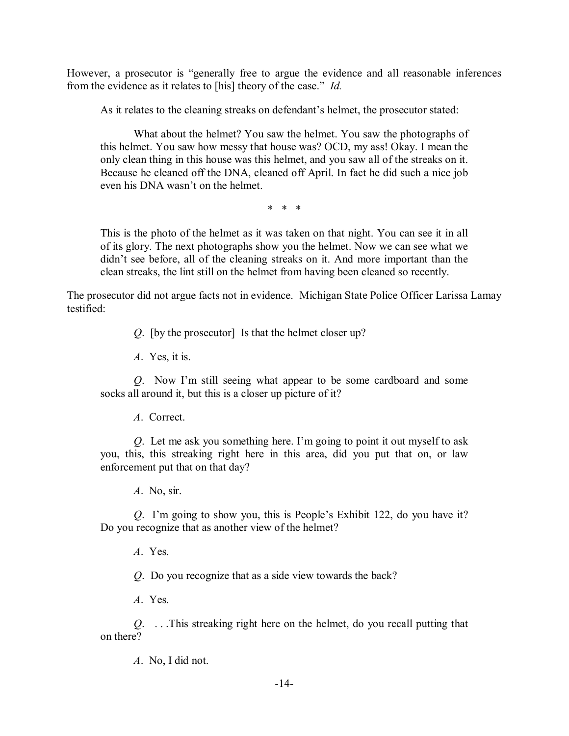However, a prosecutor is "generally free to argue the evidence and all reasonable inferences from the evidence as it relates to [his] theory of the case." *Id.*

As it relates to the cleaning streaks on defendant's helmet, the prosecutor stated:

> What about the helmet? You saw the helmet. You saw the photographs of this helmet. You saw how messy that house was? OCD, my ass! Okay. I mean the only clean thing in this house was this helmet, and you saw all of the streaks on it. Because he cleaned off the DNA, cleaned off April. In fact he did such a nice job even his DNA wasn't on the helmet.
>
> \* \* \*
>
> This is the photo of the helmet as it was taken on that night. You can see it in all of its glory. The next photographs show you the helmet. Now we can see what we didn't see before, all of the cleaning streaks on it. And more important than the clean streaks, the lint still on the helmet from having been cleaned so recently.

The prosecutor did not argue facts not in evidence. Michigan State Police Officer Larissa Lamay testified:

> *Q*. [by the prosecutor] Is that the helmet closer up?
>
> *A*. Yes, it is.
>
> *Q*. Now I'm still seeing what appear to be some cardboard and some socks all around it, but this is a closer up picture of it?
>
> *A*. Correct.
>
> *Q*. Let me ask you something here. I'm going to point it out myself to ask you, this, this streaking right here in this area, did you put that on, or law enforcement put that on that day?
>
> *A*. No, sir.
>
> *Q*. I'm going to show you, this is People's Exhibit 122, do you have it? Do you recognize that as another view of the helmet?
>
> *A*. Yes.
>
> *Q*. Do you recognize that as a side view towards the back?
>
> *A*. Yes.
>
> *Q*. . . .This streaking right here on the helmet, do you recall putting that on there?
>
> *A*. No, I did not.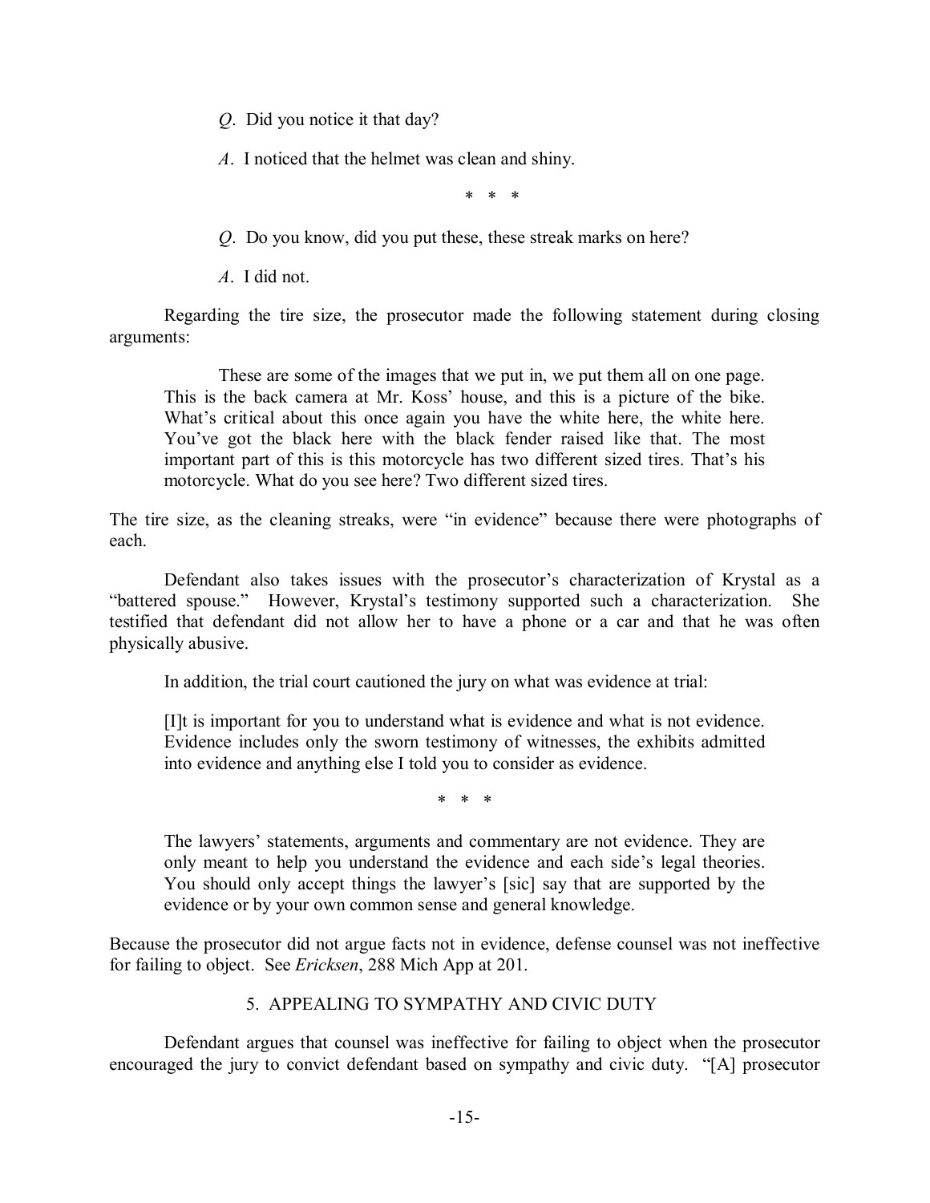*Q*. Did you notice it that day?

*A*. I noticed that the helmet was clean and shiny.

\* \* \*

*Q*. Do you know, did you put these, these streak marks on here?

*A*. I did not.

Regarding the tire size, the prosecutor made the following statement during closing arguments:

> These are some of the images that we put in, we put them all on one page. This is the back camera at Mr. Koss' house, and this is a picture of the bike. What's critical about this once again you have the white here, the white here. You've got the black here with the black fender raised like that. The most important part of this is this motorcycle has two different sized tires. That's his motorcycle. What do you see here? Two different sized tires.

The tire size, as the cleaning streaks, were "in evidence" because there were photographs of each.

Defendant also takes issues with the prosecutor's characterization of Krystal as a "battered spouse." However, Krystal's testimony supported such a characterization. She testified that defendant did not allow her to have a phone or a car and that he was often physically abusive.

In addition, the trial court cautioned the jury on what was evidence at trial:

> [I]t is important for you to understand what is evidence and what is not evidence. Evidence includes only the sworn testimony of witnesses, the exhibits admitted into evidence and anything else I told you to consider as evidence.
>
> \* \* \*
>
> The lawyers' statements, arguments and commentary are not evidence. They are only meant to help you understand the evidence and each side's legal theories. You should only accept things the lawyer's [sic] say that are supported by the evidence or by your own common sense and general knowledge.

Because the prosecutor did not argue facts not in evidence, defense counsel was not ineffective for failing to object. See *Ericksen*, 288 Mich App at 201.

### 5. APPEALING TO SYMPATHY AND CIVIC DUTY

Defendant argues that counsel was ineffective for failing to object when the prosecutor encouraged the jury to convict defendant based on sympathy and civic duty. "[A] prosecutor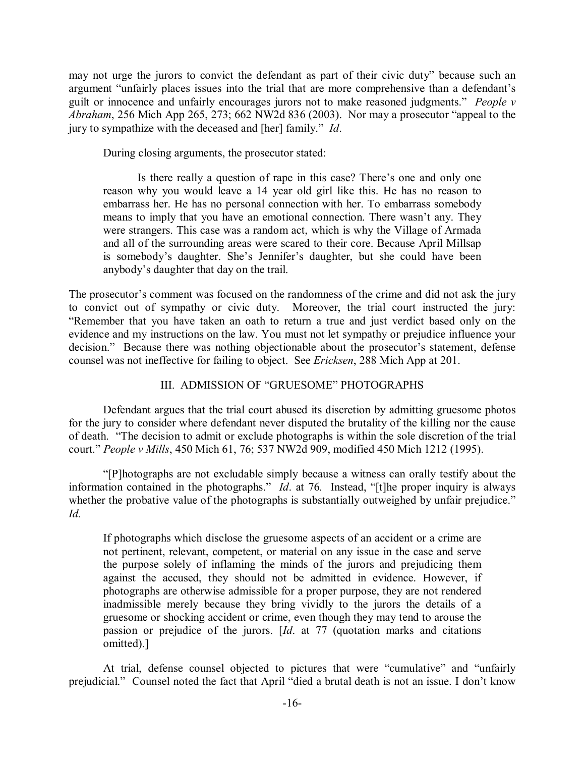may not urge the jurors to convict the defendant as part of their civic duty" because such an argument "unfairly places issues into the trial that are more comprehensive than a defendant's guilt or innocence and unfairly encourages jurors not to make reasoned judgments." *People v Abraham*, 256 Mich App 265, 273; 662 NW2d 836 (2003). Nor may a prosecutor "appeal to the jury to sympathize with the deceased and [her] family." *Id*.

During closing arguments, the prosecutor stated:

> Is there really a question of rape in this case? There's one and only one reason why you would leave a 14 year old girl like this. He has no reason to embarrass her. He has no personal connection with her. To embarrass somebody means to imply that you have an emotional connection. There wasn't any. They were strangers. This case was a random act, which is why the Village of Armada and all of the surrounding areas were scared to their core. Because April Millsap is somebody's daughter. She's Jennifer's daughter, but she could have been anybody's daughter that day on the trail.

The prosecutor's comment was focused on the randomness of the crime and did not ask the jury to convict out of sympathy or civic duty. Moreover, the trial court instructed the jury: "Remember that you have taken an oath to return a true and just verdict based only on the evidence and my instructions on the law. You must not let sympathy or prejudice influence your decision." Because there was nothing objectionable about the prosecutor's statement, defense counsel was not ineffective for failing to object. See *Ericksen*, 288 Mich App at 201.

## III. ADMISSION OF "GRUESOME" PHOTOGRAPHS

Defendant argues that the trial court abused its discretion by admitting gruesome photos for the jury to consider where defendant never disputed the brutality of the killing nor the cause of death. "The decision to admit or exclude photographs is within the sole discretion of the trial court." *People v Mills*, 450 Mich 61, 76; 537 NW2d 909, modified 450 Mich 1212 (1995).

"[P]hotographs are not excludable simply because a witness can orally testify about the information contained in the photographs." *Id*. at 76. Instead, "[t]he proper inquiry is always whether the probative value of the photographs is substantially outweighed by unfair prejudice." *Id.*

> If photographs which disclose the gruesome aspects of an accident or a crime are not pertinent, relevant, competent, or material on any issue in the case and serve the purpose solely of inflaming the minds of the jurors and prejudicing them against the accused, they should not be admitted in evidence. However, if photographs are otherwise admissible for a proper purpose, they are not rendered inadmissible merely because they bring vividly to the jurors the details of a gruesome or shocking accident or crime, even though they may tend to arouse the passion or prejudice of the jurors. [*Id*. at 77 (quotation marks and citations omitted).]

At trial, defense counsel objected to pictures that were "cumulative" and "unfairly prejudicial." Counsel noted the fact that April "died a brutal death is not an issue. I don't know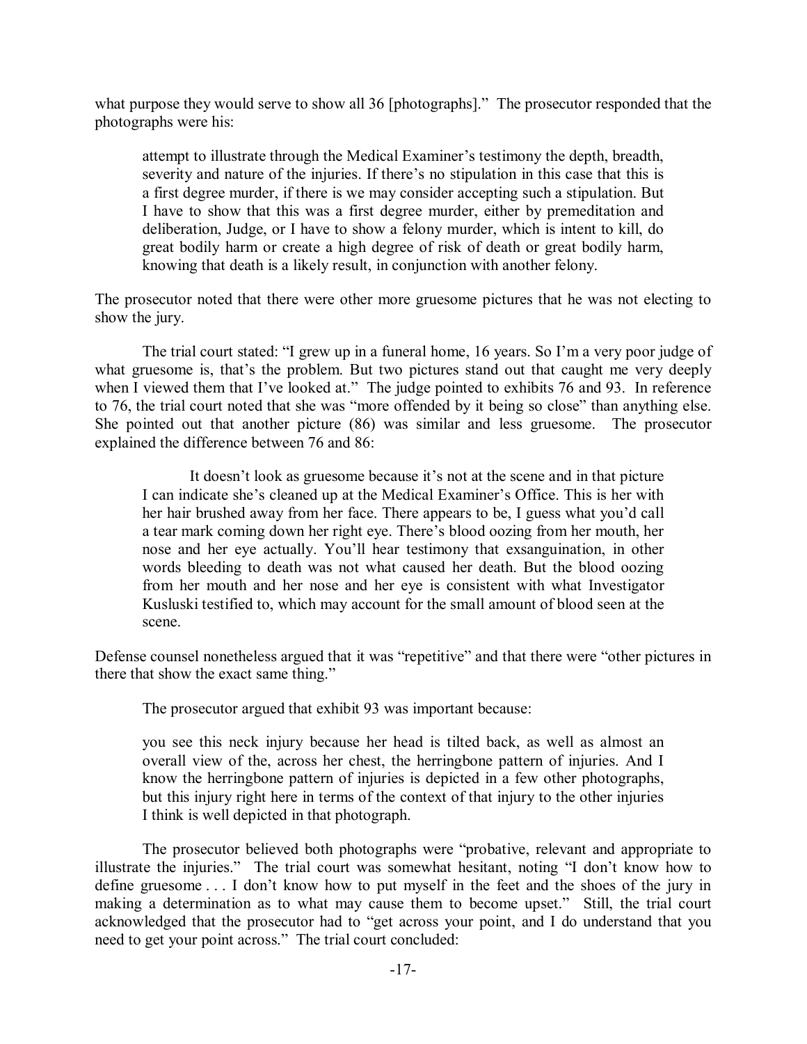what purpose they would serve to show all 36 [photographs]." The prosecutor responded that the photographs were his:

> attempt to illustrate through the Medical Examiner's testimony the depth, breadth, severity and nature of the injuries. If there's no stipulation in this case that this is a first degree murder, if there is we may consider accepting such a stipulation. But I have to show that this was a first degree murder, either by premeditation and deliberation, Judge, or I have to show a felony murder, which is intent to kill, do great bodily harm or create a high degree of risk of death or great bodily harm, knowing that death is a likely result, in conjunction with another felony.

The prosecutor noted that there were other more gruesome pictures that he was not electing to show the jury.

The trial court stated: "I grew up in a funeral home, 16 years. So I'm a very poor judge of what gruesome is, that's the problem. But two pictures stand out that caught me very deeply when I viewed them that I've looked at." The judge pointed to exhibits 76 and 93. In reference to 76, the trial court noted that she was "more offended by it being so close" than anything else. She pointed out that another picture (86) was similar and less gruesome. The prosecutor explained the difference between 76 and 86:

> It doesn't look as gruesome because it's not at the scene and in that picture I can indicate she's cleaned up at the Medical Examiner's Office. This is her with her hair brushed away from her face. There appears to be, I guess what you'd call a tear mark coming down her right eye. There's blood oozing from her mouth, her nose and her eye actually. You'll hear testimony that exsanguination, in other words bleeding to death was not what caused her death. But the blood oozing from her mouth and her nose and her eye is consistent with what Investigator Kusluski testified to, which may account for the small amount of blood seen at the scene.

Defense counsel nonetheless argued that it was "repetitive" and that there were "other pictures in there that show the exact same thing."

The prosecutor argued that exhibit 93 was important because:

> you see this neck injury because her head is tilted back, as well as almost an overall view of the, across her chest, the herringbone pattern of injuries. And I know the herringbone pattern of injuries is depicted in a few other photographs, but this injury right here in terms of the context of that injury to the other injuries I think is well depicted in that photograph.

The prosecutor believed both photographs were "probative, relevant and appropriate to illustrate the injuries." The trial court was somewhat hesitant, noting "I don't know how to define gruesome . . . I don't know how to put myself in the feet and the shoes of the jury in making a determination as to what may cause them to become upset." Still, the trial court acknowledged that the prosecutor had to "get across your point, and I do understand that you need to get your point across." The trial court concluded: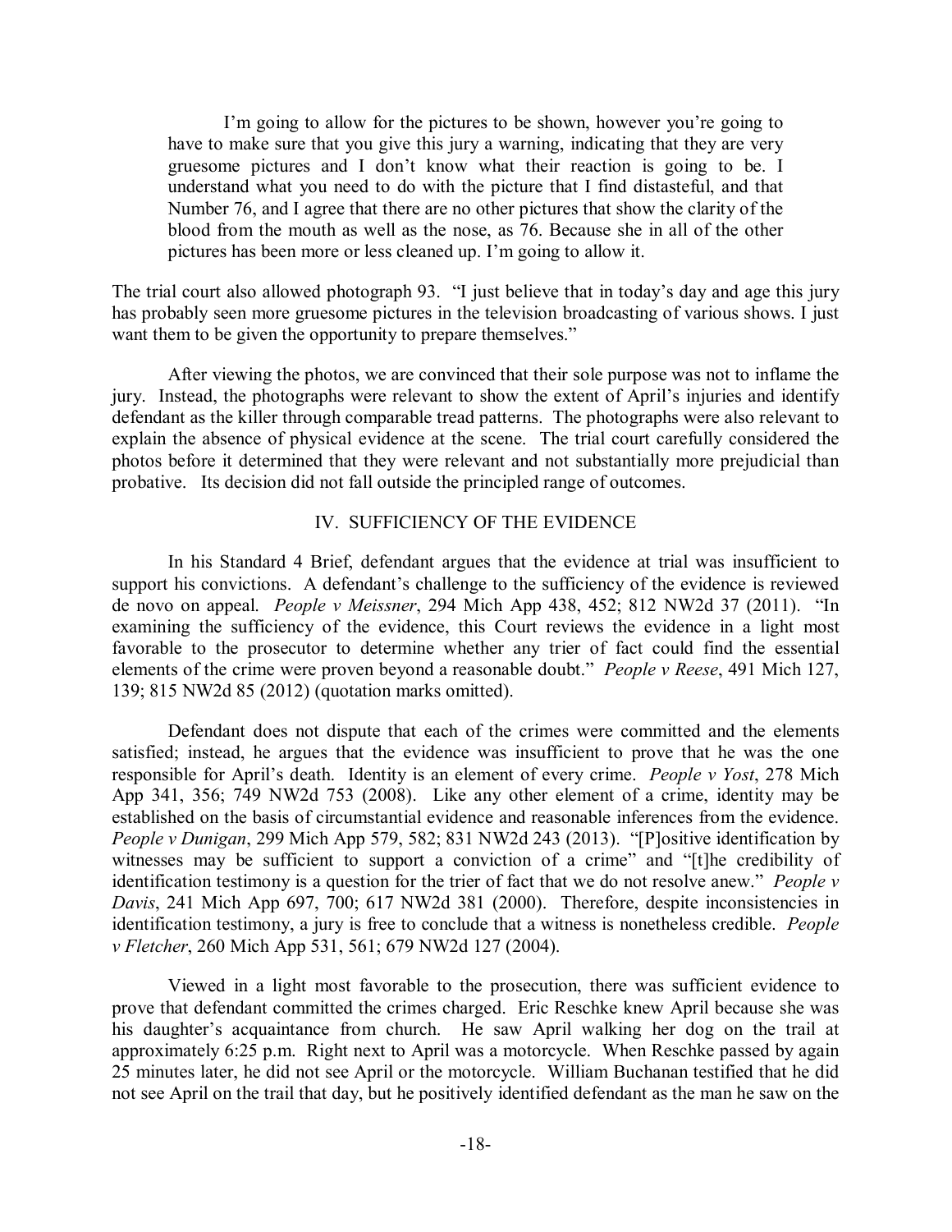> I'm going to allow for the pictures to be shown, however you're going to have to make sure that you give this jury a warning, indicating that they are very gruesome pictures and I don't know what their reaction is going to be. I understand what you need to do with the picture that I find distasteful, and that Number 76, and I agree that there are no other pictures that show the clarity of the blood from the mouth as well as the nose, as 76. Because she in all of the other pictures has been more or less cleaned up. I'm going to allow it.

The trial court also allowed photograph 93. "I just believe that in today's day and age this jury has probably seen more gruesome pictures in the television broadcasting of various shows. I just want them to be given the opportunity to prepare themselves."

After viewing the photos, we are convinced that their sole purpose was not to inflame the jury. Instead, the photographs were relevant to show the extent of April's injuries and identify defendant as the killer through comparable tread patterns. The photographs were also relevant to explain the absence of physical evidence at the scene. The trial court carefully considered the photos before it determined that they were relevant and not substantially more prejudicial than probative. Its decision did not fall outside the principled range of outcomes.

## IV. SUFFICIENCY OF THE EVIDENCE

In his Standard 4 Brief, defendant argues that the evidence at trial was insufficient to support his convictions. A defendant's challenge to the sufficiency of the evidence is reviewed de novo on appeal. *People v Meissner*, 294 Mich App 438, 452; 812 NW2d 37 (2011). "In examining the sufficiency of the evidence, this Court reviews the evidence in a light most favorable to the prosecutor to determine whether any trier of fact could find the essential elements of the crime were proven beyond a reasonable doubt." *People v Reese*, 491 Mich 127, 139; 815 NW2d 85 (2012) (quotation marks omitted).

Defendant does not dispute that each of the crimes were committed and the elements satisfied; instead, he argues that the evidence was insufficient to prove that he was the one responsible for April's death. Identity is an element of every crime. *People v Yost*, 278 Mich App 341, 356; 749 NW2d 753 (2008). Like any other element of a crime, identity may be established on the basis of circumstantial evidence and reasonable inferences from the evidence. *People v Dunigan*, 299 Mich App 579, 582; 831 NW2d 243 (2013). "[P]ositive identification by witnesses may be sufficient to support a conviction of a crime" and "[t]he credibility of identification testimony is a question for the trier of fact that we do not resolve anew." *People v Davis*, 241 Mich App 697, 700; 617 NW2d 381 (2000). Therefore, despite inconsistencies in identification testimony, a jury is free to conclude that a witness is nonetheless credible. *People v Fletcher*, 260 Mich App 531, 561; 679 NW2d 127 (2004).

Viewed in a light most favorable to the prosecution, there was sufficient evidence to prove that defendant committed the crimes charged. Eric Reschke knew April because she was his daughter's acquaintance from church. He saw April walking her dog on the trail at approximately 6:25 p.m. Right next to April was a motorcycle. When Reschke passed by again 25 minutes later, he did not see April or the motorcycle. William Buchanan testified that he did not see April on the trail that day, but he positively identified defendant as the man he saw on the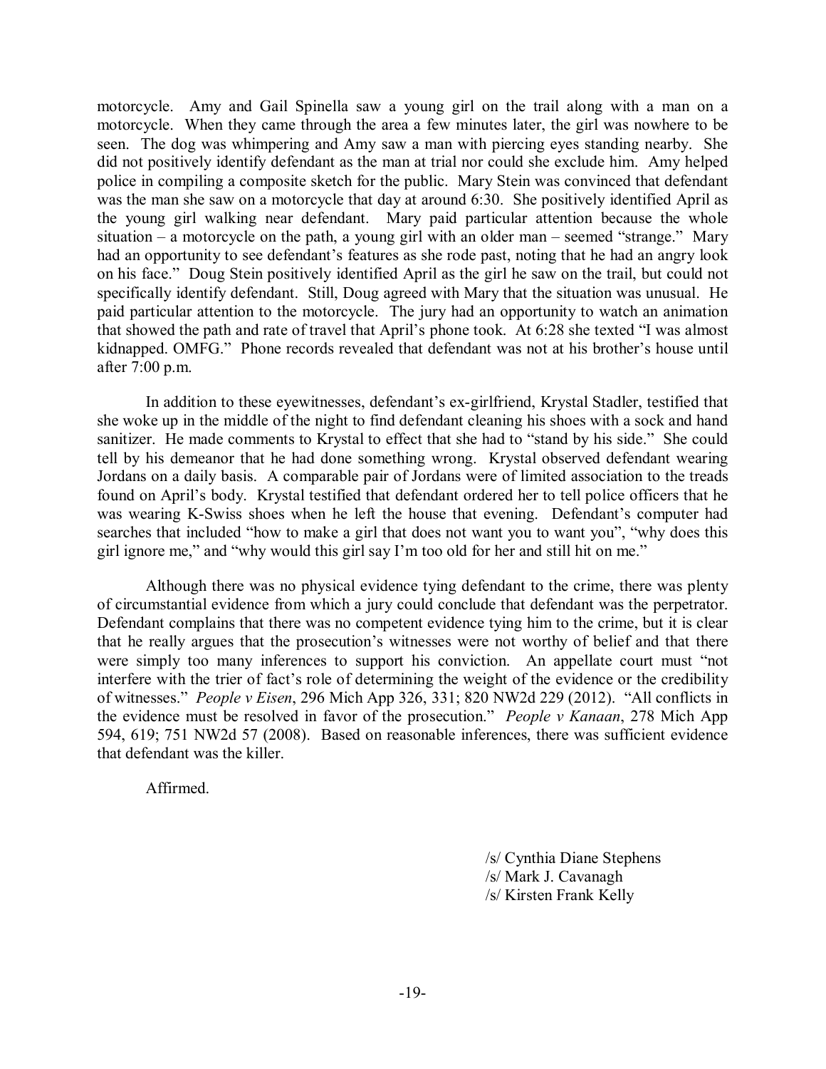motorcycle. Amy and Gail Spinella saw a young girl on the trail along with a man on a motorcycle. When they came through the area a few minutes later, the girl was nowhere to be seen. The dog was whimpering and Amy saw a man with piercing eyes standing nearby. She did not positively identify defendant as the man at trial nor could she exclude him. Amy helped police in compiling a composite sketch for the public. Mary Stein was convinced that defendant was the man she saw on a motorcycle that day at around 6:30. She positively identified April as the young girl walking near defendant. Mary paid particular attention because the whole situation – a motorcycle on the path, a young girl with an older man – seemed "strange." Mary had an opportunity to see defendant's features as she rode past, noting that he had an angry look on his face." Doug Stein positively identified April as the girl he saw on the trail, but could not specifically identify defendant. Still, Doug agreed with Mary that the situation was unusual. He paid particular attention to the motorcycle. The jury had an opportunity to watch an animation that showed the path and rate of travel that April's phone took. At 6:28 she texted "I was almost kidnapped. OMFG." Phone records revealed that defendant was not at his brother's house until after 7:00 p.m.

In addition to these eyewitnesses, defendant's ex-girlfriend, Krystal Stadler, testified that she woke up in the middle of the night to find defendant cleaning his shoes with a sock and hand sanitizer. He made comments to Krystal to effect that she had to "stand by his side." She could tell by his demeanor that he had done something wrong. Krystal observed defendant wearing Jordans on a daily basis. A comparable pair of Jordans were of limited association to the treads found on April's body. Krystal testified that defendant ordered her to tell police officers that he was wearing K-Swiss shoes when he left the house that evening. Defendant's computer had searches that included "how to make a girl that does not want you to want you", "why does this girl ignore me," and "why would this girl say I'm too old for her and still hit on me."

Although there was no physical evidence tying defendant to the crime, there was plenty of circumstantial evidence from which a jury could conclude that defendant was the perpetrator. Defendant complains that there was no competent evidence tying him to the crime, but it is clear that he really argues that the prosecution's witnesses were not worthy of belief and that there were simply too many inferences to support his conviction. An appellate court must "not interfere with the trier of fact's role of determining the weight of the evidence or the credibility of witnesses." *People v Eisen*, 296 Mich App 326, 331; 820 NW2d 229 (2012). "All conflicts in the evidence must be resolved in favor of the prosecution." *People v Kanaan*, 278 Mich App 594, 619; 751 NW2d 57 (2008). Based on reasonable inferences, there was sufficient evidence that defendant was the killer.

Affirmed.

/s/ Cynthia Diane Stephens
/s/ Mark J. Cavanagh
/s/ Kirsten Frank Kelly